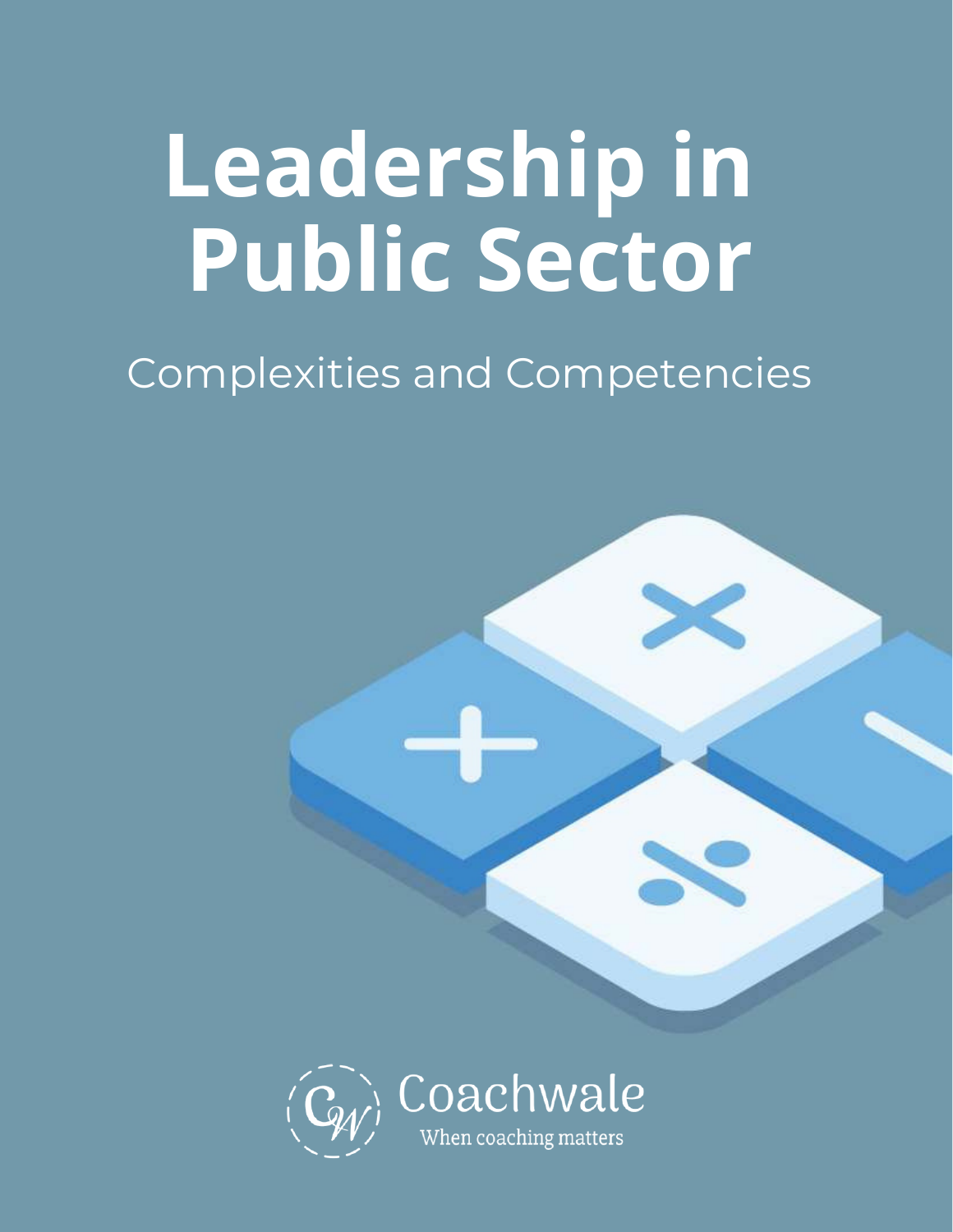# Leadership in Public Sector

Complexities and Competencies

Coachwale

When coaching matters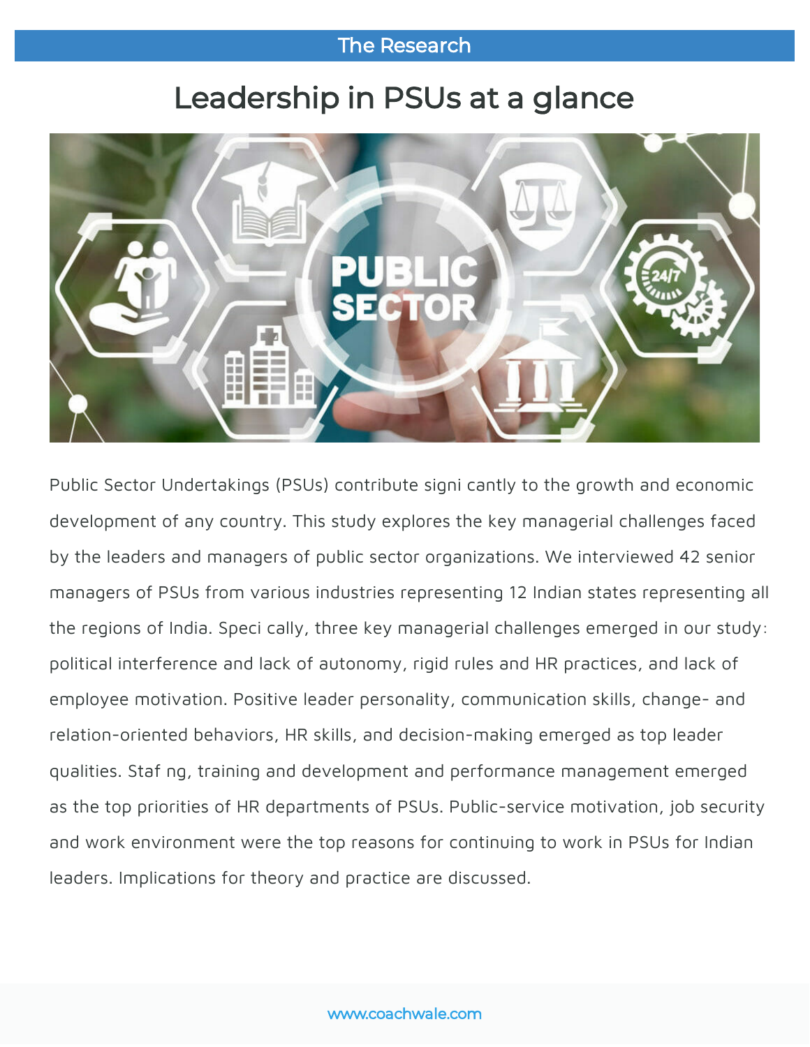## The Research

# Leadership in PSUs at a glance

Public Sector Undertakings (PSUs) contribute signi cantly to the growth and economic development of any country. This study explores the key managerial challenges faced by the leaders and managers of public sector organizations. We interviewed 42 senior managers of PSUs from various industries representing 12 Indian states representing all the regions of India. Speci cally, three key managerial challenges emerged in our study: political interference and lack of autonomy, rigid rules and HR practices, and lack of employee motivation. Positive leader personality, communication skills, change- and relation-oriented behaviors, HR skills, and decision-making emerged as top leader qualities. Staf ng, training and development and performance management emerged as the top priorities of HR departments of PSUs. Public-service motivation, job security and work environment were the top reasons for continuing to work in PSUs for Indian leaders. Implications for theory and practice are discussed.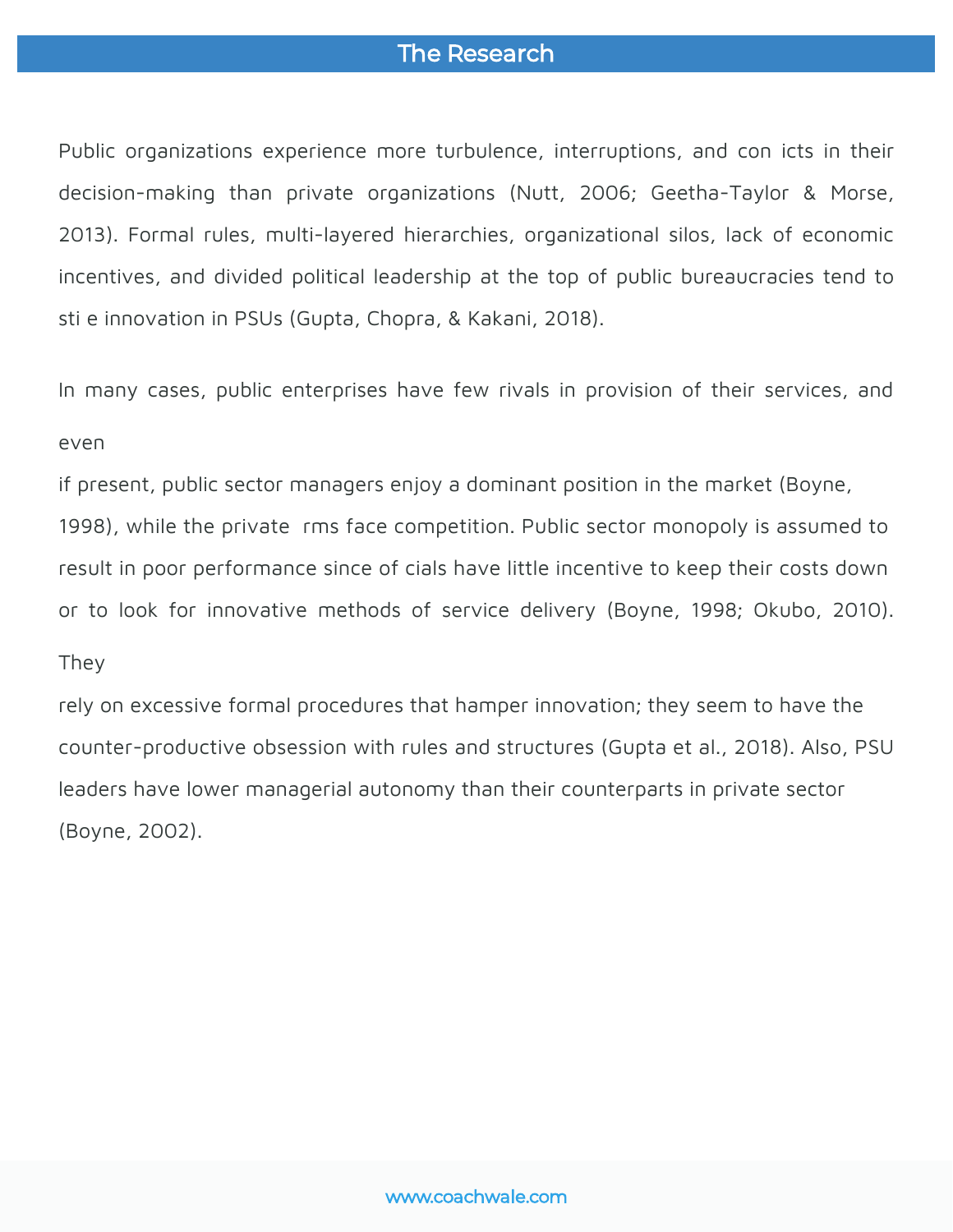## The Research

Public organizations experience more turbulence, interruptions, and con icts in their decision-making than private organizations (Nutt, 2006; Geetha-Taylor & Morse, 2013). Formal rules, multi-layered hierarchies, organizational silos, lack of economic incentives, and divided political leadership at the top of public bureaucracies tend to sti e innovation in PSUs (Gupta, Chopra, & Kakani, 2018).

In many cases, public enterprises have few rivals in provision of their services, and even if present, public sector managers enjoy a dominant position in the market (Boyne, 1998), while the private  rms face competition. Public sector monopoly is assumed to result in poor performance since of cials have little incentive to keep their costs down or to look for innovative methods of service delivery (Boyne, 1998; Okubo, 2010). They rely on excessive formal procedures that hamper innovation; they seem to have the counter-productive obsession with rules and structures (Gupta et al., 2018). Also, PSU leaders have lower managerial autonomy than their counterparts in private sector (Boyne, 2002).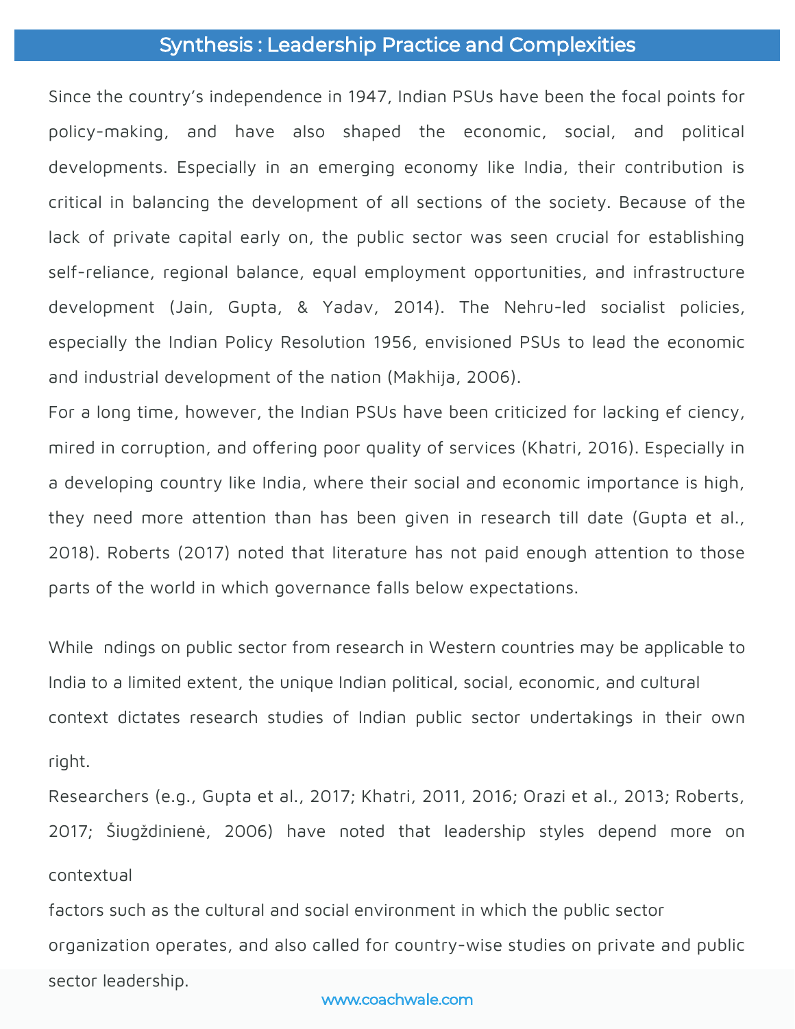## Synthesis : Leadership Practice and Complexities

Since the country's independence in 1947, Indian PSUs have been the focal points for policy-making, and have also shaped the economic, social, and political developments. Especially in an emerging economy like India, their contribution is critical in balancing the development of all sections of the society. Because of the lack of private capital early on, the public sector was seen crucial for establishing self-reliance, regional balance, equal employment opportunities, and infrastructure development (Jain, Gupta, & Yadav, 2014). The Nehru-led socialist policies, especially the Indian Policy Resolution 1956, envisioned PSUs to lead the economic and industrial development of the nation (Makhija, 2006).

For a long time, however, the Indian PSUs have been criticized for lacking ef ciency, mired in corruption, and offering poor quality of services (Khatri, 2016). Especially in a developing country like India, where their social and economic importance is high, they need more attention than has been given in research till date (Gupta et al., 2018). Roberts (2017) noted that literature has not paid enough attention to those parts of the world in which governance falls below expectations.

While ndings on public sector from research in Western countries may be applicable to India to a limited extent, the unique Indian political, social, economic, and cultural context dictates research studies of Indian public sector undertakings in their own right.

Researchers (e.g., Gupta et al., 2017; Khatri, 2011, 2016; Orazi et al., 2013; Roberts, 2017; Šiugždinienė, 2006) have noted that leadership styles depend more on contextual factors such as the cultural and social environment in which the public sector organization operates, and also called for country-wise studies on private and public sector leadership.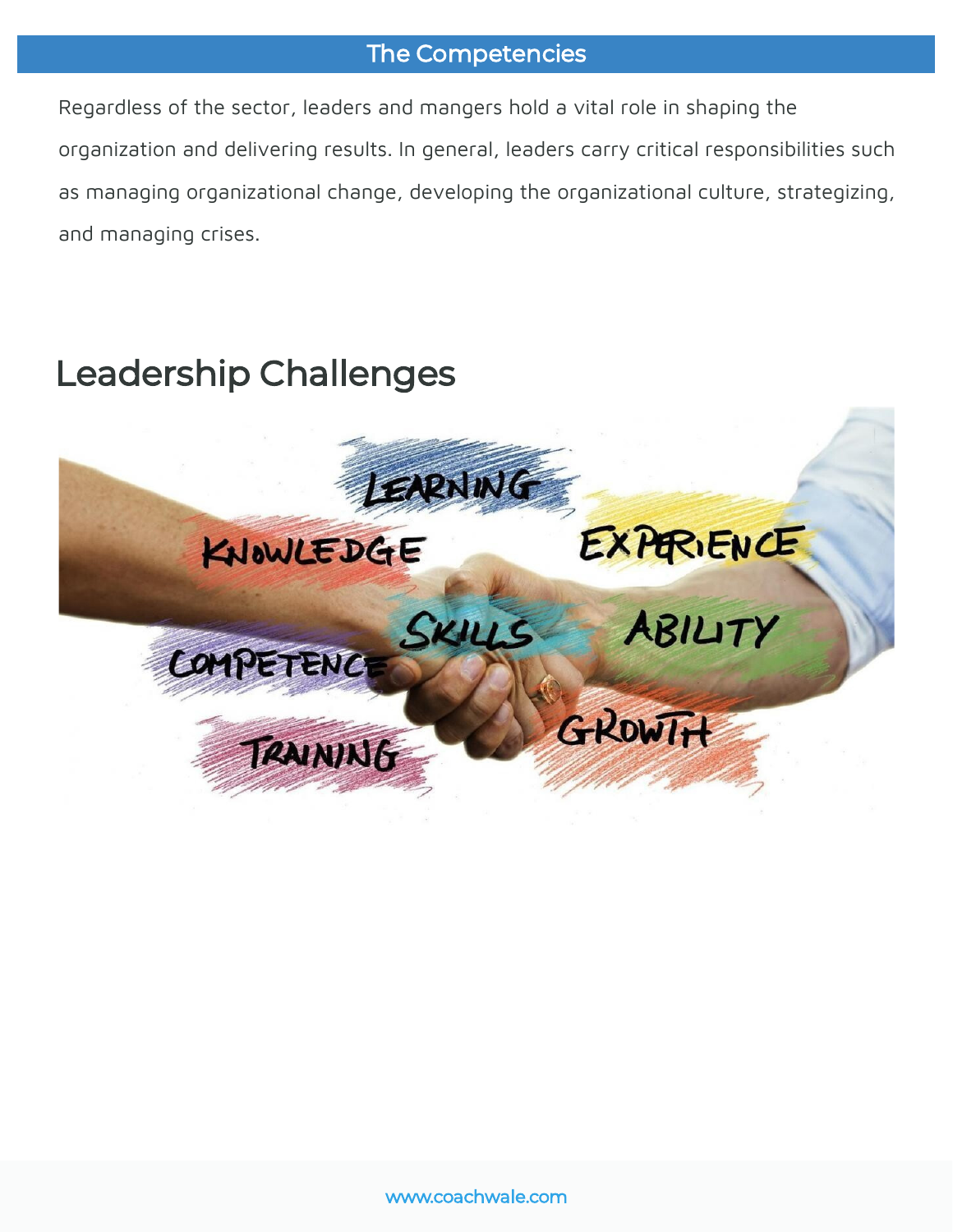## The Competencies

Regardless of the sector, leaders and mangers hold a vital role in shaping the organization and delivering results. In general, leaders carry critical responsibilities such as managing organizational change, developing the organizational culture, strategizing, and managing crises.

## Leadership Challenges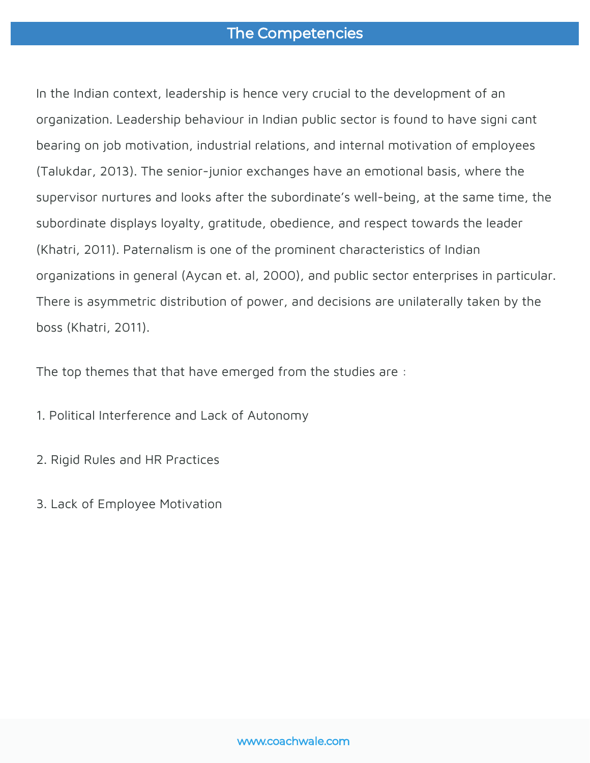## The Competencies

In the Indian context, leadership is hence very crucial to the development of an organization. Leadership behaviour in Indian public sector is found to have signi cant bearing on job motivation, industrial relations, and internal motivation of employees (Talukdar, 2013). The senior-junior exchanges have an emotional basis, where the supervisor nurtures and looks after the subordinate's well-being, at the same time, the subordinate displays loyalty, gratitude, obedience, and respect towards the leader (Khatri, 2011). Paternalism is one of the prominent characteristics of Indian organizations in general (Aycan et. al, 2000), and public sector enterprises in particular. There is asymmetric distribution of power, and decisions are unilaterally taken by the boss (Khatri, 2011).

The top themes that that have emerged from the studies are :

1. Political Interference and Lack of Autonomy
2. Rigid Rules and HR Practices
3. Lack of Employee Motivation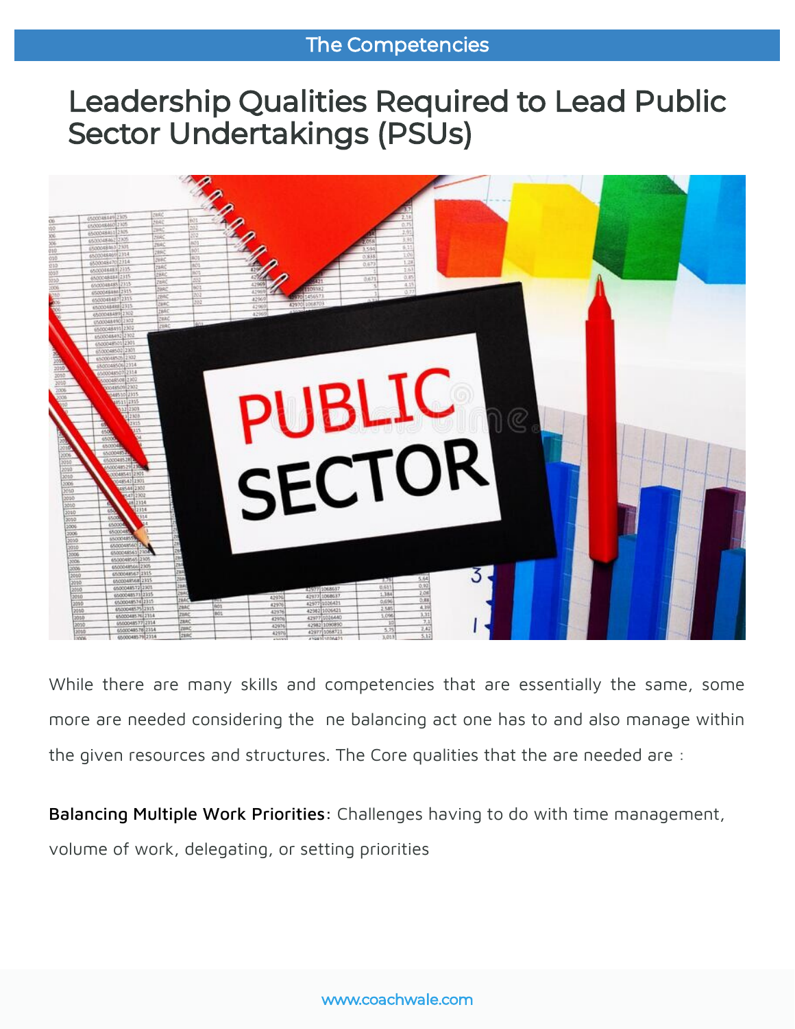# Leadership Qualities Required to Lead Public Sector Undertakings (PSUs)

While there are many skills and competencies that are essentially the same, some more are needed considering the ne balancing act one has to and also manage within the given resources and structures. The Core qualities that the are needed are :

**Balancing Multiple Work Priorities**: Challenges having to do with time management, volume of work, delegating, or setting priorities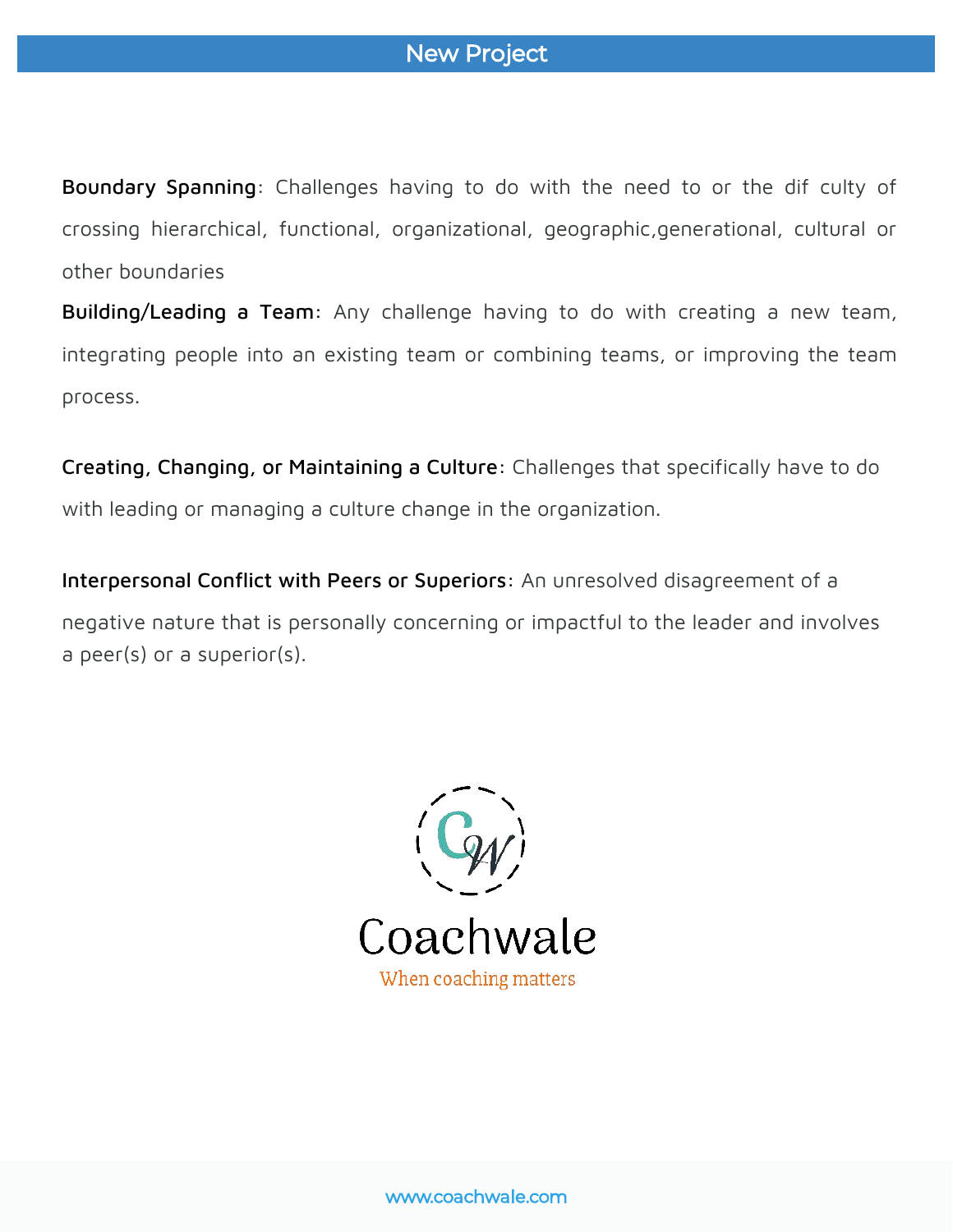**Boundary Spanning**: Challenges having to do with the need to or the dif culty of crossing hierarchical, functional, organizational, geographic,generational, cultural or other boundaries

**Building/Leading a Team**: Any challenge having to do with creating a new team, integrating people into an existing team or combining teams, or improving the team process.

**Creating, Changing, or Maintaining a Culture**: Challenges that specifically have to do with leading or managing a culture change in the organization.

**Interpersonal Conflict with Peers or Superiors**: An unresolved disagreement of a negative nature that is personally concerning or impactful to the leader and involves a peer(s) or a superior(s).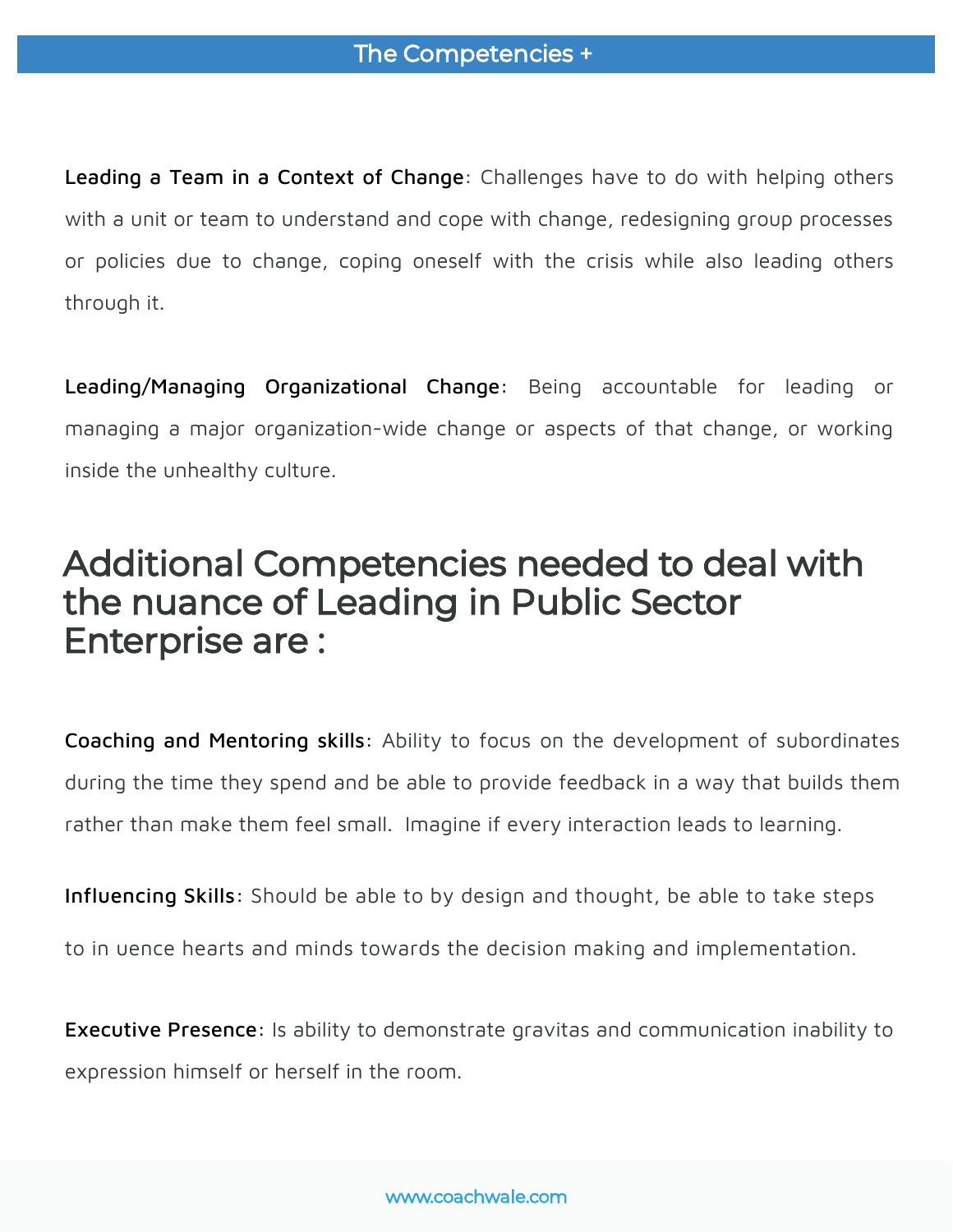## The Competencies +

**Leading a Team in a Context of Change**: Challenges have to do with helping others with a unit or team to understand and cope with change, redesigning group processes or policies due to change, coping oneself with the crisis while also leading others through it.

**Leading/Managing Organizational Change**: Being accountable for leading or managing a major organization-wide change or aspects of that change, or working inside the unhealthy culture.

# Additional Competencies needed to deal with the nuance of Leading in Public Sector Enterprise are :

**Coaching and Mentoring skills**: Ability to focus on the development of subordinates during the time they spend and be able to provide feedback in a way that builds them rather than make them feel small. Imagine if every interaction leads to learning.

**Influencing Skills**: Should be able to by design and thought, be able to take steps to in uence hearts and minds towards the decision making and implementation.

**Executive Presence**: Is ability to demonstrate gravitas and communication inability to expression himself or herself in the room.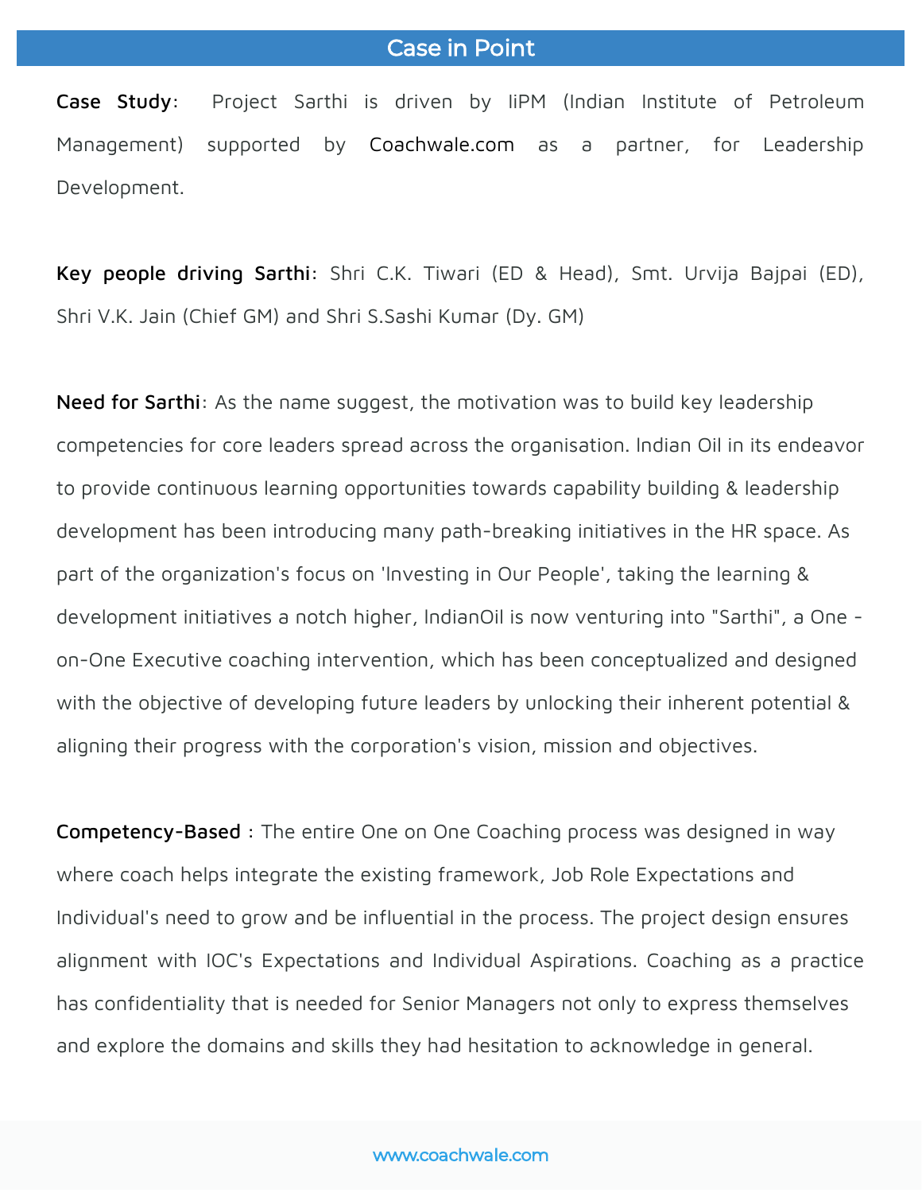# Case in Point

**Case Study**: Project Sarthi is driven by IiPM (Indian Institute of Petroleum Management) supported by **Coachwale.com** as a partner, for Leadership Development.

**Key people driving Sarthi**: Shri C.K. Tiwari (ED & Head), Smt. Urvija Bajpai (ED), Shri V.K. Jain (Chief GM) and Shri S.Sashi Kumar (Dy. GM)

**Need for Sarthi**: As the name suggest, the motivation was to build key leadership competencies for core leaders spread across the organisation. Indian Oil in its endeavor to provide continuous learning opportunities towards capability building & leadership development has been introducing many path-breaking initiatives in the HR space. As part of the organization's focus on 'Investing in Our People', taking the learning & development initiatives a notch higher, IndianOil is now venturing into "Sarthi", a One - on-One Executive coaching intervention, which has been conceptualized and designed with the objective of developing future leaders by unlocking their inherent potential & aligning their progress with the corporation's vision, mission and objectives.

**Competency-Based** : The entire One on One Coaching process was designed in way where coach helps integrate the existing framework, Job Role Expectations and Individual's need to grow and be influential in the process. The project design ensures alignment with IOC's Expectations and Individual Aspirations. Coaching as a practice has confidentiality that is needed for Senior Managers not only to express themselves and explore the domains and skills they had hesitation to acknowledge in general.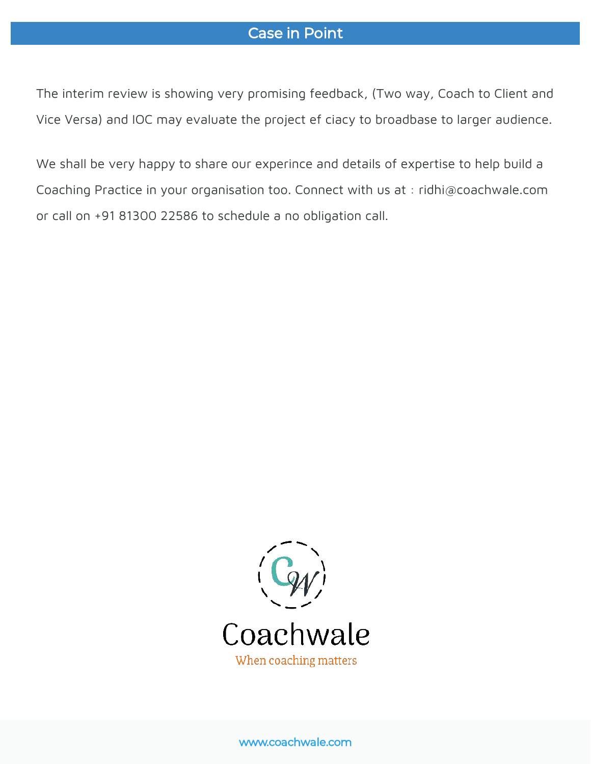## Case in Point

The interim review is showing very promising feedback, (Two way, Coach to Client and Vice Versa) and IOC may evaluate the project ef ciacy to broadbase to larger audience.

We shall be very happy to share our experince and details of expertise to help build a Coaching Practice in your organisation too. Connect with us at : ridhi@coachwale.com or call on +91 81300 22586 to schedule a no obligation call.

Coachwale

When coaching matters

www.coachwale.com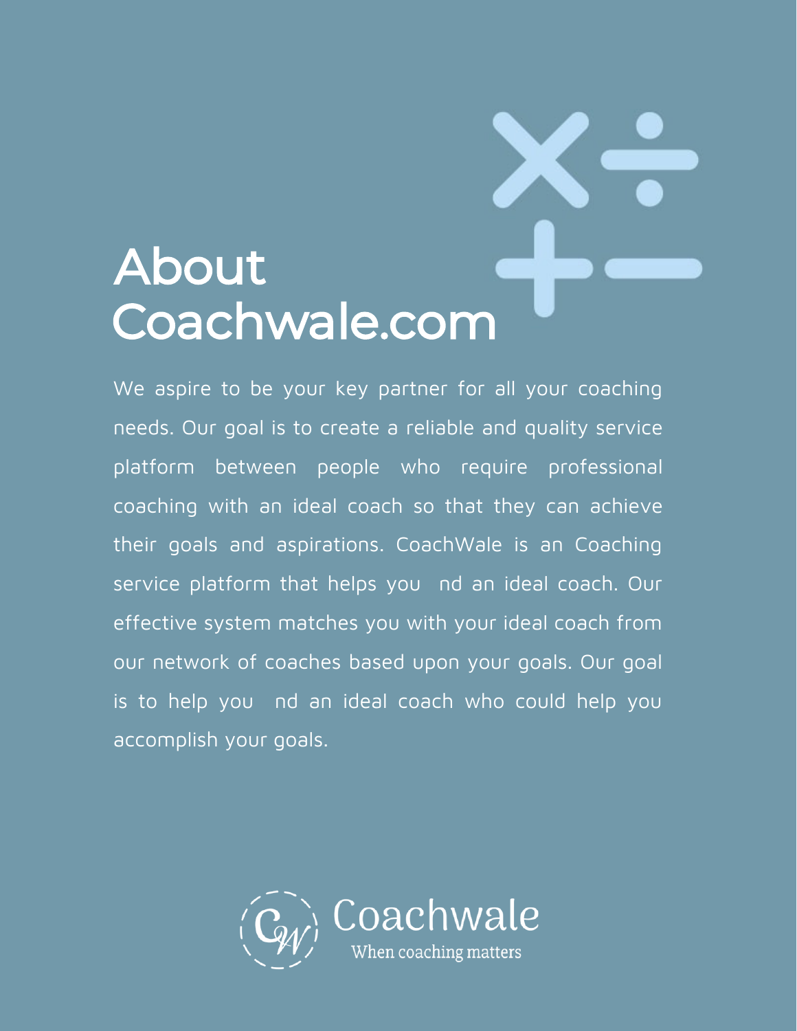# About Coachwale.com

We aspire to be your key partner for all your coaching needs. Our goal is to create a reliable and quality service platform between people who require professional coaching with an ideal coach so that they can achieve their goals and aspirations. CoachWale is an Coaching service platform that helps you nd an ideal coach. Our effective system matches you with your ideal coach from our network of coaches based upon your goals. Our goal is to help you nd an ideal coach who could help you accomplish your goals.

Coachwale

When coaching matters